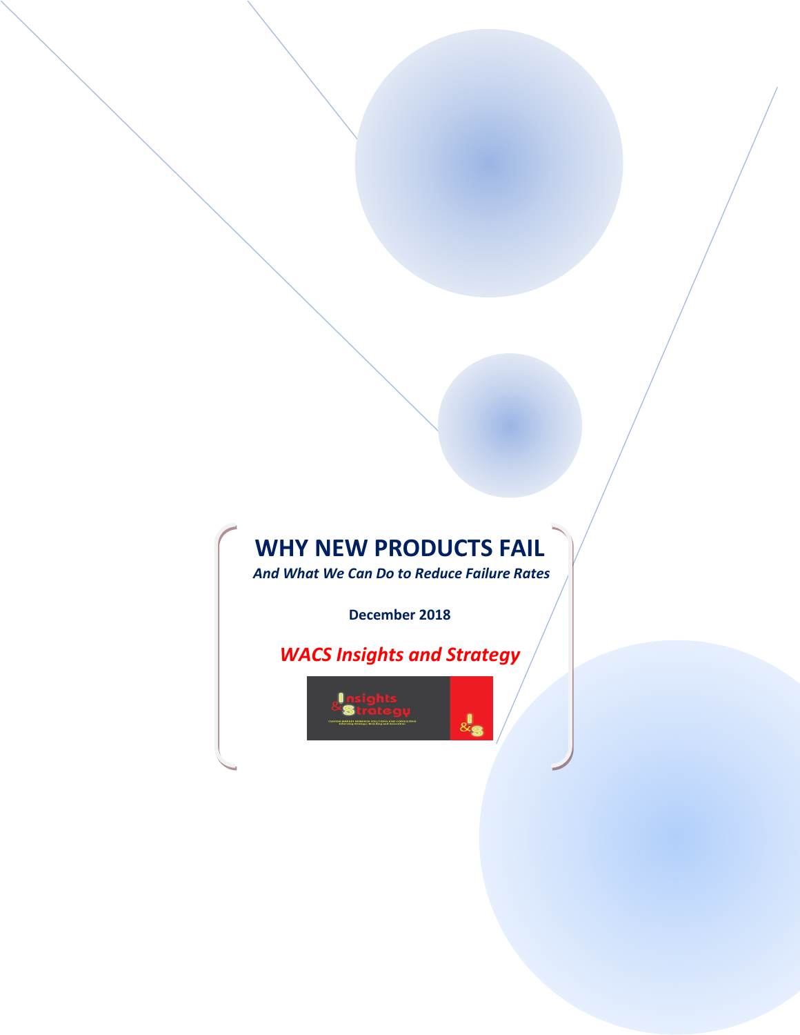# WHY NEW PRODUCTS FAIL

***And What We Can Do to Reduce Failure Rates***

**December 2018**

***WACS Insights and Strategy***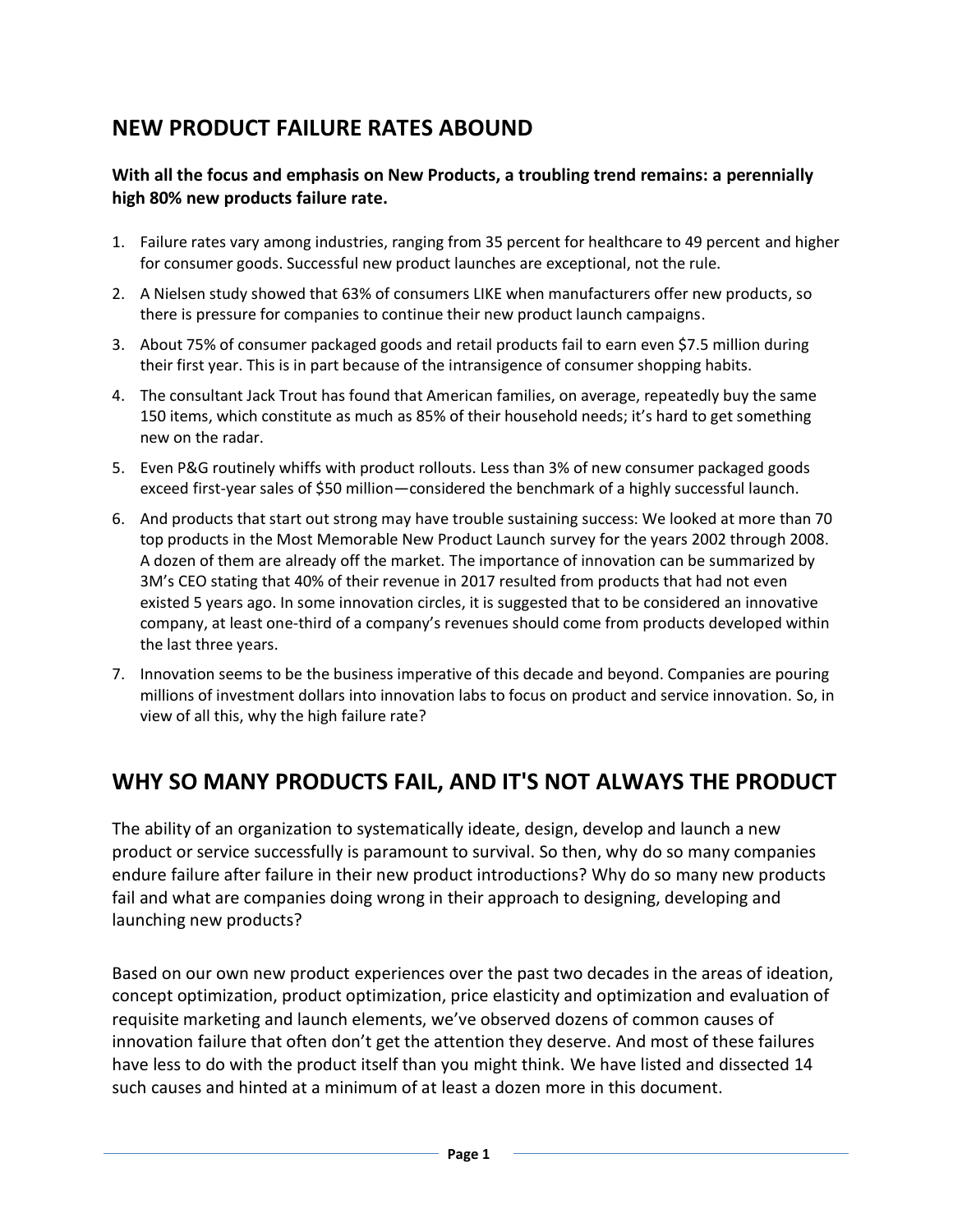## NEW PRODUCT FAILURE RATES ABOUND

**With all the focus and emphasis on New Products, a troubling trend remains: a perennially high 80% new products failure rate.**

1. Failure rates vary among industries, ranging from 35 percent for healthcare to 49 percent and higher for consumer goods. Successful new product launches are exceptional, not the rule.
2. A Nielsen study showed that 63% of consumers LIKE when manufacturers offer new products, so there is pressure for companies to continue their new product launch campaigns.
3. About 75% of consumer packaged goods and retail products fail to earn even $7.5 million during their first year. This is in part because of the intransigence of consumer shopping habits.
4. The consultant Jack Trout has found that American families, on average, repeatedly buy the same 150 items, which constitute as much as 85% of their household needs; it's hard to get something new on the radar.
5. Even P&G routinely whiffs with product rollouts. Less than 3% of new consumer packaged goods exceed first-year sales of $50 million—considered the benchmark of a highly successful launch.
6. And products that start out strong may have trouble sustaining success: We looked at more than 70 top products in the Most Memorable New Product Launch survey for the years 2002 through 2008. A dozen of them are already off the market. The importance of innovation can be summarized by 3M's CEO stating that 40% of their revenue in 2017 resulted from products that had not even existed 5 years ago. In some innovation circles, it is suggested that to be considered an innovative company, at least one-third of a company's revenues should come from products developed within the last three years.
7. Innovation seems to be the business imperative of this decade and beyond. Companies are pouring millions of investment dollars into innovation labs to focus on product and service innovation. So, in view of all this, why the high failure rate?

## WHY SO MANY PRODUCTS FAIL, AND IT'S NOT ALWAYS THE PRODUCT

The ability of an organization to systematically ideate, design, develop and launch a new product or service successfully is paramount to survival. So then, why do so many companies endure failure after failure in their new product introductions? Why do so many new products fail and what are companies doing wrong in their approach to designing, developing and launching new products?

Based on our own new product experiences over the past two decades in the areas of ideation, concept optimization, product optimization, price elasticity and optimization and evaluation of requisite marketing and launch elements, we've observed dozens of common causes of innovation failure that often don't get the attention they deserve. And most of these failures have less to do with the product itself than you might think. We have listed and dissected 14 such causes and hinted at a minimum of at least a dozen more in this document.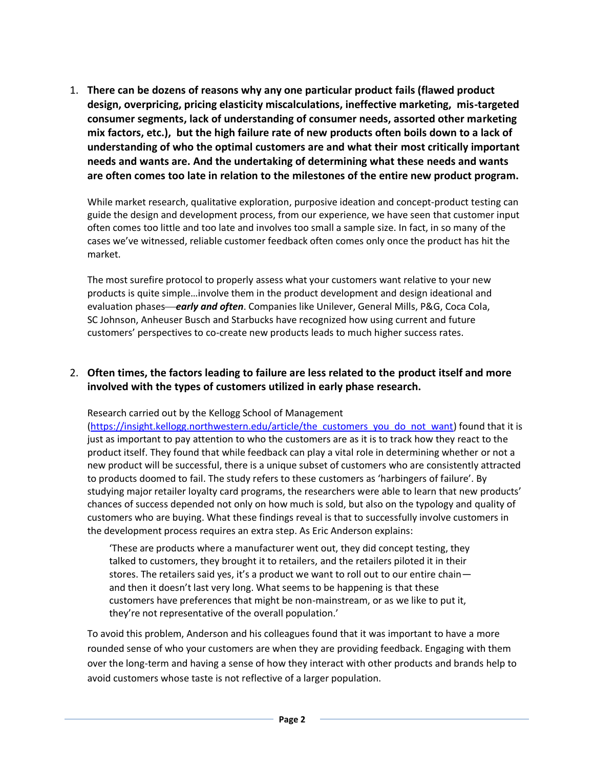1. **There can be dozens of reasons why any one particular product fails (flawed product design, overpricing, pricing elasticity miscalculations, ineffective marketing, mis-targeted consumer segments, lack of understanding of consumer needs, assorted other marketing mix factors, etc.), but the high failure rate of new products often boils down to a lack of understanding of who the optimal customers are and what their most critically important needs and wants are. And the undertaking of determining what these needs and wants are often comes too late in relation to the milestones of the entire new product program.**

   While market research, qualitative exploration, purposive ideation and concept-product testing can guide the design and development process, from our experience, we have seen that customer input often comes too little and too late and involves too small a sample size. In fact, in so many of the cases we've witnessed, reliable customer feedback often comes only once the product has hit the market.

   The most surefire protocol to properly assess what your customers want relative to your new products is quite simple…involve them in the product development and design ideational and evaluation phases—***early and often***. Companies like Unilever, General Mills, P&G, Coca Cola, SC Johnson, Anheuser Busch and Starbucks have recognized how using current and future customers' perspectives to co-create new products leads to much higher success rates.

2. **Often times, the factors leading to failure are less related to the product itself and more involved with the types of customers utilized in early phase research.**

   Research carried out by the Kellogg School of Management (https://insight.kellogg.northwestern.edu/article/the_customers_you_do_not_want) found that it is just as important to pay attention to who the customers are as it is to track how they react to the product itself. They found that while feedback can play a vital role in determining whether or not a new product will be successful, there is a unique subset of customers who are consistently attracted to products doomed to fail. The study refers to these customers as 'harbingers of failure'. By studying major retailer loyalty card programs, the researchers were able to learn that new products' chances of success depended not only on how much is sold, but also on the typology and quality of customers who are buying. What these findings reveal is that to successfully involve customers in the development process requires an extra step. As Eric Anderson explains:

   > 'These are products where a manufacturer went out, they did concept testing, they talked to customers, they brought it to retailers, and the retailers piloted it in their stores. The retailers said yes, it's a product we want to roll out to our entire chain—and then it doesn't last very long. What seems to be happening is that these customers have preferences that might be non-mainstream, or as we like to put it, they're not representative of the overall population.'

   To avoid this problem, Anderson and his colleagues found that it was important to have a more rounded sense of who your customers are when they are providing feedback. Engaging with them over the long-term and having a sense of how they interact with other products and brands help to avoid customers whose taste is not reflective of a larger population.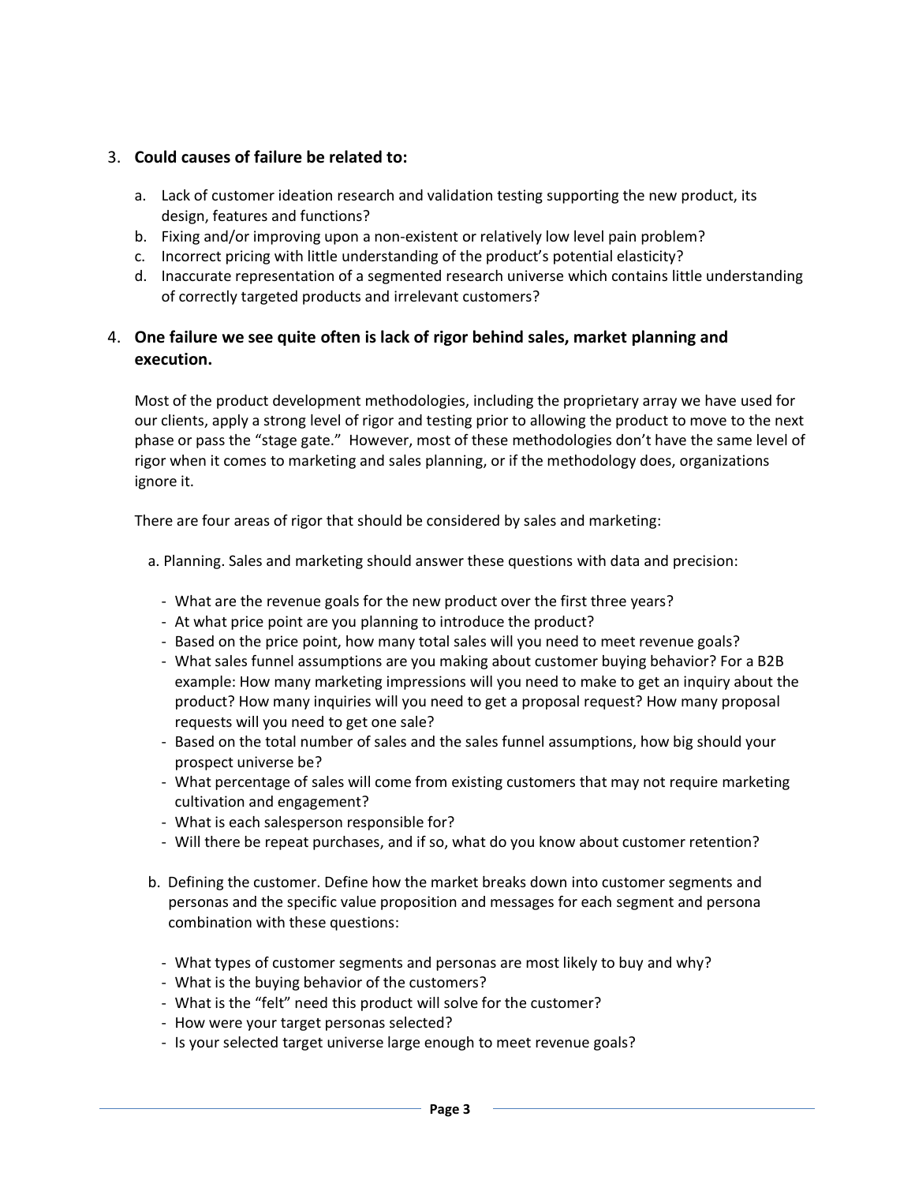3. **Could causes of failure be related to:**

   a. Lack of customer ideation research and validation testing supporting the new product, its design, features and functions?
   b. Fixing and/or improving upon a non-existent or relatively low level pain problem?
   c. Incorrect pricing with little understanding of the product's potential elasticity?
   d. Inaccurate representation of a segmented research universe which contains little understanding of correctly targeted products and irrelevant customers?

4. **One failure we see quite often is lack of rigor behind sales, market planning and execution.**

   Most of the product development methodologies, including the proprietary array we have used for our clients, apply a strong level of rigor and testing prior to allowing the product to move to the next phase or pass the "stage gate." However, most of these methodologies don't have the same level of rigor when it comes to marketing and sales planning, or if the methodology does, organizations ignore it.

   There are four areas of rigor that should be considered by sales and marketing:

   a. Planning. Sales and marketing should answer these questions with data and precision:

   - What are the revenue goals for the new product over the first three years?
   - At what price point are you planning to introduce the product?
   - Based on the price point, how many total sales will you need to meet revenue goals?
   - What sales funnel assumptions are you making about customer buying behavior? For a B2B example: How many marketing impressions will you need to make to get an inquiry about the product? How many inquiries will you need to get a proposal request? How many proposal requests will you need to get one sale?
   - Based on the total number of sales and the sales funnel assumptions, how big should your prospect universe be?
   - What percentage of sales will come from existing customers that may not require marketing cultivation and engagement?
   - What is each salesperson responsible for?
   - Will there be repeat purchases, and if so, what do you know about customer retention?

   b. Defining the customer. Define how the market breaks down into customer segments and personas and the specific value proposition and messages for each segment and persona combination with these questions:

   - What types of customer segments and personas are most likely to buy and why?
   - What is the buying behavior of the customers?
   - What is the "felt" need this product will solve for the customer?
   - How were your target personas selected?
   - Is your selected target universe large enough to meet revenue goals?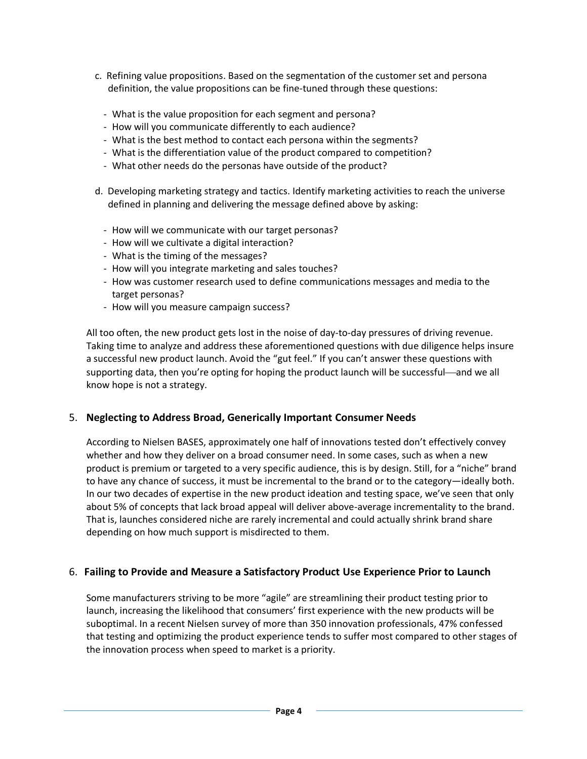c. Refining value propositions. Based on the segmentation of the customer set and persona definition, the value propositions can be fine-tuned through these questions:

- What is the value proposition for each segment and persona?
- How will you communicate differently to each audience?
- What is the best method to contact each persona within the segments?
- What is the differentiation value of the product compared to competition?
- What other needs do the personas have outside of the product?

d. Developing marketing strategy and tactics. Identify marketing activities to reach the universe defined in planning and delivering the message defined above by asking:

- How will we communicate with our target personas?
- How will we cultivate a digital interaction?
- What is the timing of the messages?
- How will you integrate marketing and sales touches?
- How was customer research used to define communications messages and media to the target personas?
- How will you measure campaign success?

All too often, the new product gets lost in the noise of day-to-day pressures of driving revenue. Taking time to analyze and address these aforementioned questions with due diligence helps insure a successful new product launch. Avoid the "gut feel." If you can't answer these questions with supporting data, then you're opting for hoping the product launch will be successful—and we all know hope is not a strategy.

## 5. Neglecting to Address Broad, Generically Important Consumer Needs

According to Nielsen BASES, approximately one half of innovations tested don't effectively convey whether and how they deliver on a broad consumer need. In some cases, such as when a new product is premium or targeted to a very specific audience, this is by design. Still, for a "niche" brand to have any chance of success, it must be incremental to the brand or to the category—ideally both. In our two decades of expertise in the new product ideation and testing space, we've seen that only about 5% of concepts that lack broad appeal will deliver above-average incrementality to the brand. That is, launches considered niche are rarely incremental and could actually shrink brand share depending on how much support is misdirected to them.

## 6. Failing to Provide and Measure a Satisfactory Product Use Experience Prior to Launch

Some manufacturers striving to be more "agile" are streamlining their product testing prior to launch, increasing the likelihood that consumers' first experience with the new products will be suboptimal. In a recent Nielsen survey of more than 350 innovation professionals, 47% confessed that testing and optimizing the product experience tends to suffer most compared to other stages of the innovation process when speed to market is a priority.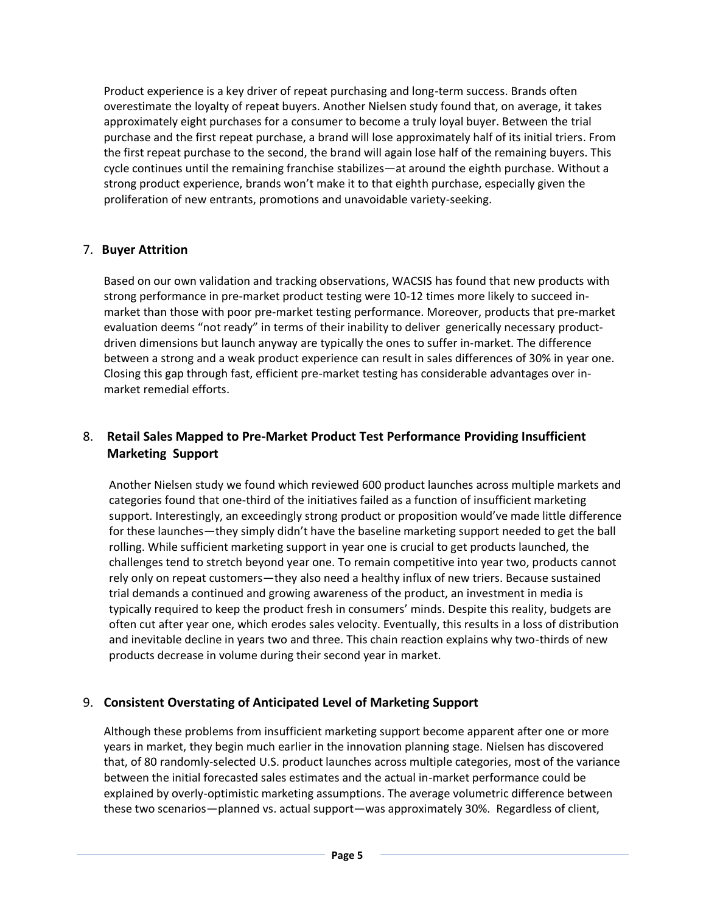Product experience is a key driver of repeat purchasing and long-term success. Brands often overestimate the loyalty of repeat buyers. Another Nielsen study found that, on average, it takes approximately eight purchases for a consumer to become a truly loyal buyer. Between the trial purchase and the first repeat purchase, a brand will lose approximately half of its initial triers. From the first repeat purchase to the second, the brand will again lose half of the remaining buyers. This cycle continues until the remaining franchise stabilizes—at around the eighth purchase. Without a strong product experience, brands won't make it to that eighth purchase, especially given the proliferation of new entrants, promotions and unavoidable variety-seeking.

## 7. Buyer Attrition

Based on our own validation and tracking observations, WACSIS has found that new products with strong performance in pre-market product testing were 10-12 times more likely to succeed in-market than those with poor pre-market testing performance. Moreover, products that pre-market evaluation deems "not ready" in terms of their inability to deliver generically necessary product-driven dimensions but launch anyway are typically the ones to suffer in-market. The difference between a strong and a weak product experience can result in sales differences of 30% in year one. Closing this gap through fast, efficient pre-market testing has considerable advantages over in-market remedial efforts.

## 8. Retail Sales Mapped to Pre-Market Product Test Performance Providing Insufficient Marketing Support

Another Nielsen study we found which reviewed 600 product launches across multiple markets and categories found that one-third of the initiatives failed as a function of insufficient marketing support. Interestingly, an exceedingly strong product or proposition would've made little difference for these launches—they simply didn't have the baseline marketing support needed to get the ball rolling. While sufficient marketing support in year one is crucial to get products launched, the challenges tend to stretch beyond year one. To remain competitive into year two, products cannot rely only on repeat customers—they also need a healthy influx of new triers. Because sustained trial demands a continued and growing awareness of the product, an investment in media is typically required to keep the product fresh in consumers' minds. Despite this reality, budgets are often cut after year one, which erodes sales velocity. Eventually, this results in a loss of distribution and inevitable decline in years two and three. This chain reaction explains why two-thirds of new products decrease in volume during their second year in market.

## 9. Consistent Overstating of Anticipated Level of Marketing Support

Although these problems from insufficient marketing support become apparent after one or more years in market, they begin much earlier in the innovation planning stage. Nielsen has discovered that, of 80 randomly-selected U.S. product launches across multiple categories, most of the variance between the initial forecasted sales estimates and the actual in-market performance could be explained by overly-optimistic marketing assumptions. The average volumetric difference between these two scenarios—planned vs. actual support—was approximately 30%. Regardless of client,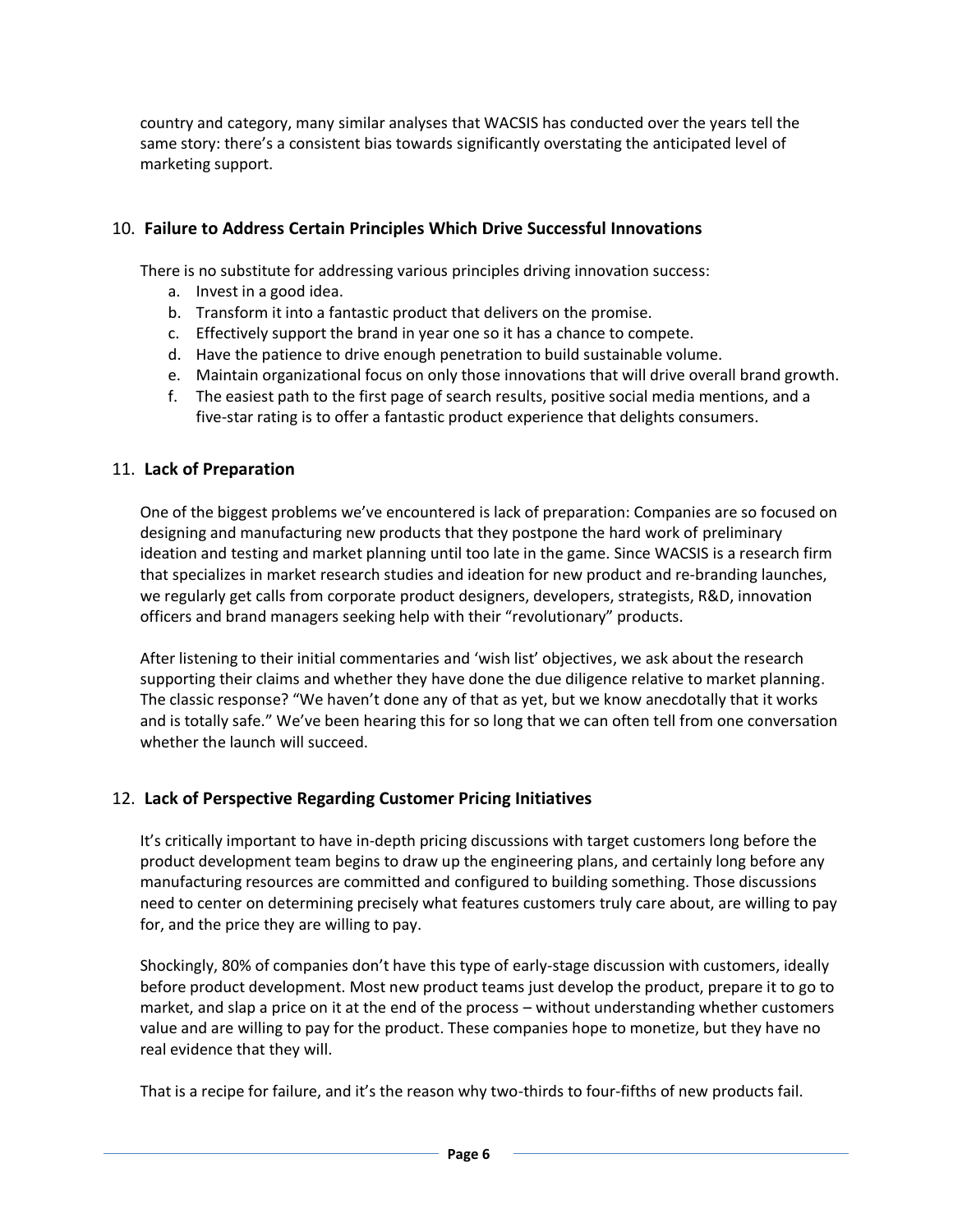country and category, many similar analyses that WACSIS has conducted over the years tell the same story: there's a consistent bias towards significantly overstating the anticipated level of marketing support.

## 10. Failure to Address Certain Principles Which Drive Successful Innovations

There is no substitute for addressing various principles driving innovation success:

a. Invest in a good idea.
b. Transform it into a fantastic product that delivers on the promise.
c. Effectively support the brand in year one so it has a chance to compete.
d. Have the patience to drive enough penetration to build sustainable volume.
e. Maintain organizational focus on only those innovations that will drive overall brand growth.
f. The easiest path to the first page of search results, positive social media mentions, and a five-star rating is to offer a fantastic product experience that delights consumers.

## 11. Lack of Preparation

One of the biggest problems we've encountered is lack of preparation: Companies are so focused on designing and manufacturing new products that they postpone the hard work of preliminary ideation and testing and market planning until too late in the game. Since WACSIS is a research firm that specializes in market research studies and ideation for new product and re-branding launches, we regularly get calls from corporate product designers, developers, strategists, R&D, innovation officers and brand managers seeking help with their "revolutionary" products.

After listening to their initial commentaries and 'wish list' objectives, we ask about the research supporting their claims and whether they have done the due diligence relative to market planning. The classic response? "We haven't done any of that as yet, but we know anecdotally that it works and is totally safe." We've been hearing this for so long that we can often tell from one conversation whether the launch will succeed.

## 12. Lack of Perspective Regarding Customer Pricing Initiatives

It's critically important to have in-depth pricing discussions with target customers long before the product development team begins to draw up the engineering plans, and certainly long before any manufacturing resources are committed and configured to building something. Those discussions need to center on determining precisely what features customers truly care about, are willing to pay for, and the price they are willing to pay.

Shockingly, 80% of companies don't have this type of early-stage discussion with customers, ideally before product development. Most new product teams just develop the product, prepare it to go to market, and slap a price on it at the end of the process – without understanding whether customers value and are willing to pay for the product. These companies hope to monetize, but they have no real evidence that they will.

That is a recipe for failure, and it's the reason why two-thirds to four-fifths of new products fail.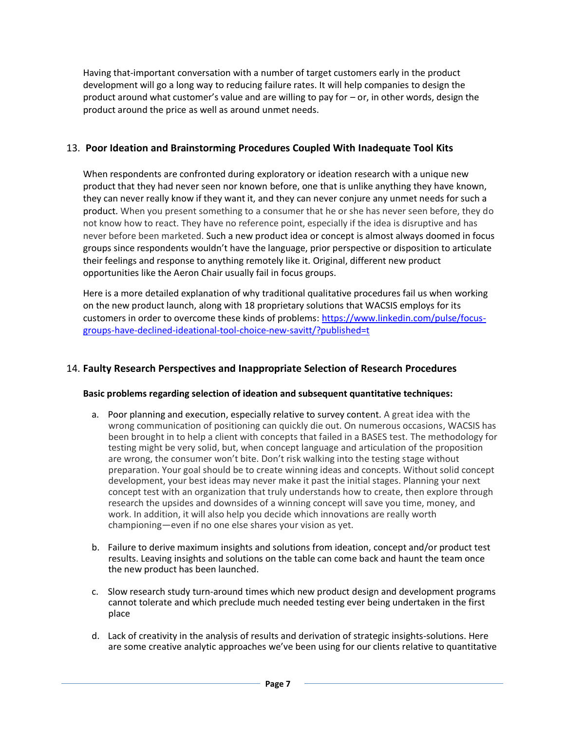Having that-important conversation with a number of target customers early in the product development will go a long way to reducing failure rates. It will help companies to design the product around what customer's value and are willing to pay for – or, in other words, design the product around the price as well as around unmet needs.

## 13. **Poor Ideation and Brainstorming Procedures Coupled With Inadequate Tool Kits**

When respondents are confronted during exploratory or ideation research with a unique new product that they had never seen nor known before, one that is unlike anything they have known, they can never really know if they want it, and they can never conjure any unmet needs for such a product. When you present something to a consumer that he or she has never seen before, they do not know how to react. They have no reference point, especially if the idea is disruptive and has never before been marketed. Such a new product idea or concept is almost always doomed in focus groups since respondents wouldn't have the language, prior perspective or disposition to articulate their feelings and response to anything remotely like it. Original, different new product opportunities like the Aeron Chair usually fail in focus groups.

Here is a more detailed explanation of why traditional qualitative procedures fail us when working on the new product launch, along with 18 proprietary solutions that WACSIS employs for its customers in order to overcome these kinds of problems: https://www.linkedin.com/pulse/focus-groups-have-declined-ideational-tool-choice-new-savitt/?published=t

## 14. **Faulty Research Perspectives and Inappropriate Selection of Research Procedures**

**Basic problems regarding selection of ideation and subsequent quantitative techniques:**

a. Poor planning and execution, especially relative to survey content. A great idea with the wrong communication of positioning can quickly die out. On numerous occasions, WACSIS has been brought in to help a client with concepts that failed in a BASES test. The methodology for testing might be very solid, but, when concept language and articulation of the proposition are wrong, the consumer won't bite. Don't risk walking into the testing stage without preparation. Your goal should be to create winning ideas and concepts. Without solid concept development, your best ideas may never make it past the initial stages. Planning your next concept test with an organization that truly understands how to create, then explore through research the upsides and downsides of a winning concept will save you time, money, and work. In addition, it will also help you decide which innovations are really worth championing—even if no one else shares your vision as yet.

b. Failure to derive maximum insights and solutions from ideation, concept and/or product test results. Leaving insights and solutions on the table can come back and haunt the team once the new product has been launched.

c. Slow research study turn-around times which new product design and development programs cannot tolerate and which preclude much needed testing ever being undertaken in the first place

d. Lack of creativity in the analysis of results and derivation of strategic insights-solutions. Here are some creative analytic approaches we've been using for our clients relative to quantitative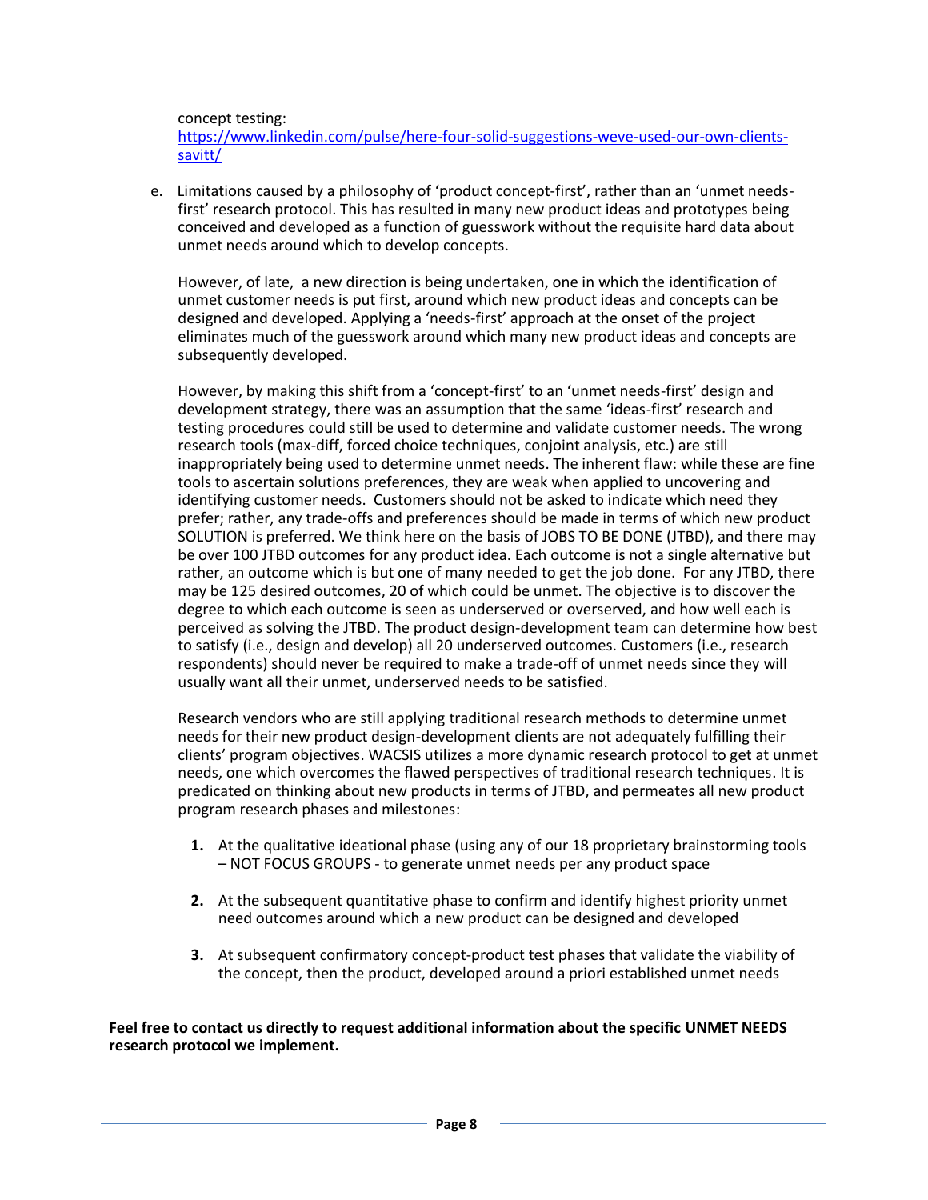concept testing:
https://www.linkedin.com/pulse/here-four-solid-suggestions-weve-used-our-own-clients-savitt/

e. Limitations caused by a philosophy of 'product concept-first', rather than an 'unmet needs-first' research protocol. This has resulted in many new product ideas and prototypes being conceived and developed as a function of guesswork without the requisite hard data about unmet needs around which to develop concepts.

   However, of late, a new direction is being undertaken, one in which the identification of unmet customer needs is put first, around which new product ideas and concepts can be designed and developed. Applying a 'needs-first' approach at the onset of the project eliminates much of the guesswork around which many new product ideas and concepts are subsequently developed.

   However, by making this shift from a 'concept-first' to an 'unmet needs-first' design and development strategy, there was an assumption that the same 'ideas-first' research and testing procedures could still be used to determine and validate customer needs. The wrong research tools (max-diff, forced choice techniques, conjoint analysis, etc.) are still inappropriately being used to determine unmet needs. The inherent flaw: while these are fine tools to ascertain solutions preferences, they are weak when applied to uncovering and identifying customer needs. Customers should not be asked to indicate which need they prefer; rather, any trade-offs and preferences should be made in terms of which new product SOLUTION is preferred. We think here on the basis of JOBS TO BE DONE (JTBD), and there may be over 100 JTBD outcomes for any product idea. Each outcome is not a single alternative but rather, an outcome which is but one of many needed to get the job done. For any JTBD, there may be 125 desired outcomes, 20 of which could be unmet. The objective is to discover the degree to which each outcome is seen as underserved or overserved, and how well each is perceived as solving the JTBD. The product design-development team can determine how best to satisfy (i.e., design and develop) all 20 underserved outcomes. Customers (i.e., research respondents) should never be required to make a trade-off of unmet needs since they will usually want all their unmet, underserved needs to be satisfied.

   Research vendors who are still applying traditional research methods to determine unmet needs for their new product design-development clients are not adequately fulfilling their clients' program objectives. WACSIS utilizes a more dynamic research protocol to get at unmet needs, one which overcomes the flawed perspectives of traditional research techniques. It is predicated on thinking about new products in terms of JTBD, and permeates all new product program research phases and milestones:

   1. At the qualitative ideational phase (using any of our 18 proprietary brainstorming tools – NOT FOCUS GROUPS - to generate unmet needs per any product space

   2. At the subsequent quantitative phase to confirm and identify highest priority unmet need outcomes around which a new product can be designed and developed

   3. At subsequent confirmatory concept-product test phases that validate the viability of the concept, then the product, developed around a priori established unmet needs

**Feel free to contact us directly to request additional information about the specific UNMET NEEDS research protocol we implement.**